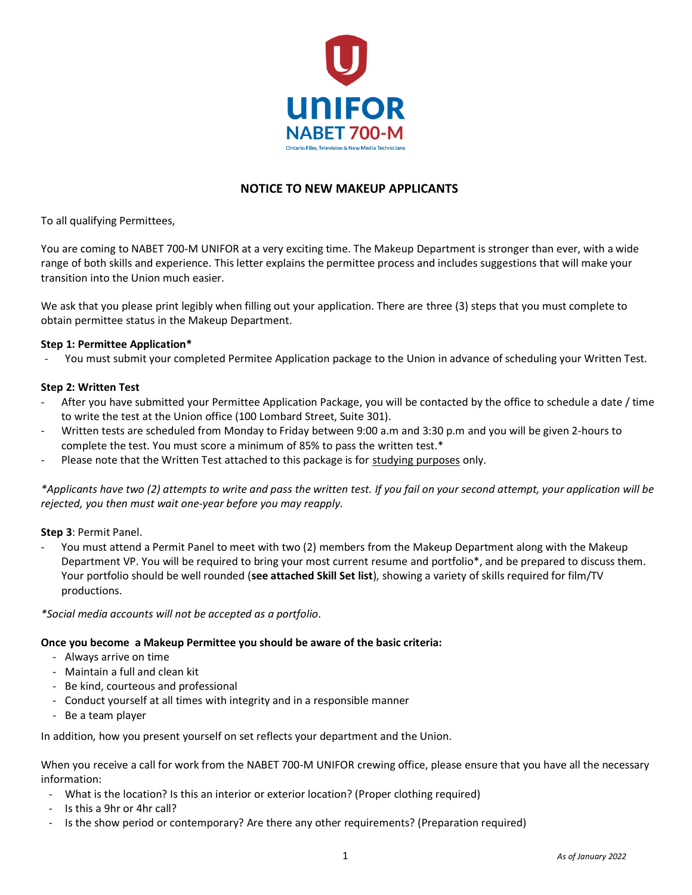UNIFOR
NABET 700-M
Ontario Film, Television & New Media Technicians

# NOTICE TO NEW MAKEUP APPLICANTS

To all qualifying Permittees,

You are coming to NABET 700-M UNIFOR at a very exciting time. The Makeup Department is stronger than ever, with a wide range of both skills and experience. This letter explains the permittee process and includes suggestions that will make your transition into the Union much easier.

We ask that you please print legibly when filling out your application. There are three (3) steps that you must complete to obtain permittee status in the Makeup Department.

**Step 1: Permittee Application***

- You must submit your completed Permitee Application package to the Union in advance of scheduling your Written Test.

**Step 2: Written Test**

- After you have submitted your Permittee Application Package, you will be contacted by the office to schedule a date / time to write the test at the Union office (100 Lombard Street, Suite 301).
- Written tests are scheduled from Monday to Friday between 9:00 a.m and 3:30 p.m and you will be given 2-hours to complete the test. You must score a minimum of 85% to pass the written test.*
- Please note that the Written Test attached to this package is for studying purposes only.

*\*Applicants have two (2) attempts to write and pass the written test. If you fail on your second attempt, your application will be rejected, you then must wait one-year before you may reapply.*

**Step 3**: Permit Panel.

- You must attend a Permit Panel to meet with two (2) members from the Makeup Department along with the Makeup Department VP. You will be required to bring your most current resume and portfolio*, and be prepared to discuss them. Your portfolio should be well rounded (**see attached Skill Set list**), showing a variety of skills required for film/TV productions.

*\*Social media accounts will not be accepted as a portfolio.*

**Once you become a Makeup Permittee you should be aware of the basic criteria:**

- Always arrive on time
- Maintain a full and clean kit
- Be kind, courteous and professional
- Conduct yourself at all times with integrity and in a responsible manner
- Be a team player

In addition, how you present yourself on set reflects your department and the Union.

When you receive a call for work from the NABET 700-M UNIFOR crewing office, please ensure that you have all the necessary information:

- What is the location? Is this an interior or exterior location? (Proper clothing required)
- Is this a 9hr or 4hr call?
- Is the show period or contemporary? Are there any other requirements? (Preparation required)

*As of January 2022*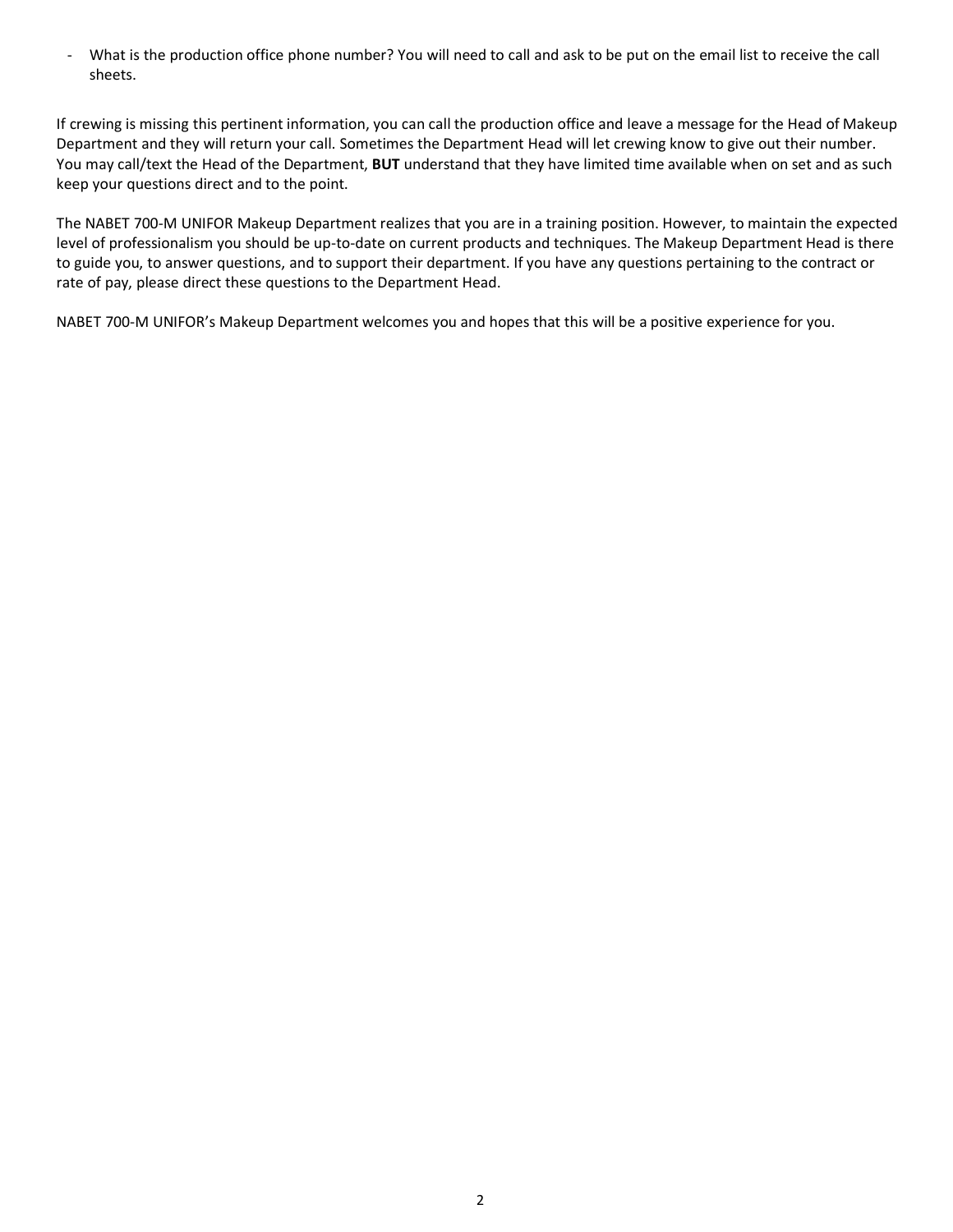- What is the production office phone number? You will need to call and ask to be put on the email list to receive the call sheets.

If crewing is missing this pertinent information, you can call the production office and leave a message for the Head of Makeup Department and they will return your call. Sometimes the Department Head will let crewing know to give out their number. You may call/text the Head of the Department, **BUT** understand that they have limited time available when on set and as such keep your questions direct and to the point.

The NABET 700-M UNIFOR Makeup Department realizes that you are in a training position. However, to maintain the expected level of professionalism you should be up-to-date on current products and techniques. The Makeup Department Head is there to guide you, to answer questions, and to support their department. If you have any questions pertaining to the contract or rate of pay, please direct these questions to the Department Head.

NABET 700-M UNIFOR's Makeup Department welcomes you and hopes that this will be a positive experience for you.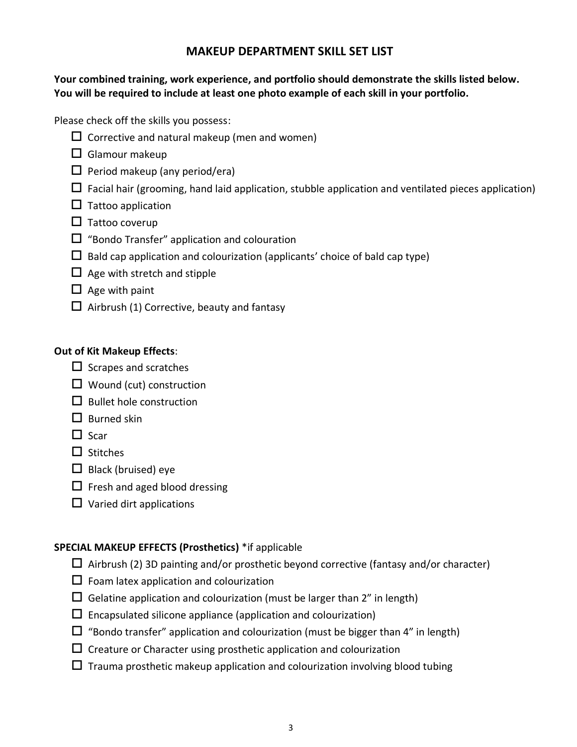## MAKEUP DEPARTMENT SKILL SET LIST

**Your combined training, work experience, and portfolio should demonstrate the skills listed below. You will be required to include at least one photo example of each skill in your portfolio.**

Please check off the skills you possess:

- ☐ Corrective and natural makeup (men and women)
- ☐ Glamour makeup
- ☐ Period makeup (any period/era)
- ☐ Facial hair (grooming, hand laid application, stubble application and ventilated pieces application)
- ☐ Tattoo application
- ☐ Tattoo coverup
- ☐ "Bondo Transfer" application and colouration
- ☐ Bald cap application and colourization (applicants' choice of bald cap type)
- ☐ Age with stretch and stipple
- ☐ Age with paint
- ☐ Airbrush (1) Corrective, beauty and fantasy

**Out of Kit Makeup Effects**:

- ☐ Scrapes and scratches
- ☐ Wound (cut) construction
- ☐ Bullet hole construction
- ☐ Burned skin
- ☐ Scar
- ☐ Stitches
- ☐ Black (bruised) eye
- ☐ Fresh and aged blood dressing
- ☐ Varied dirt applications

**SPECIAL MAKEUP EFFECTS (Prosthetics)** *if applicable

- ☐ Airbrush (2) 3D painting and/or prosthetic beyond corrective (fantasy and/or character)
- ☐ Foam latex application and colourization
- ☐ Gelatine application and colourization (must be larger than 2" in length)
- ☐ Encapsulated silicone appliance (application and colourization)
- ☐ "Bondo transfer" application and colourization (must be bigger than 4" in length)
- ☐ Creature or Character using prosthetic application and colourization
- ☐ Trauma prosthetic makeup application and colourization involving blood tubing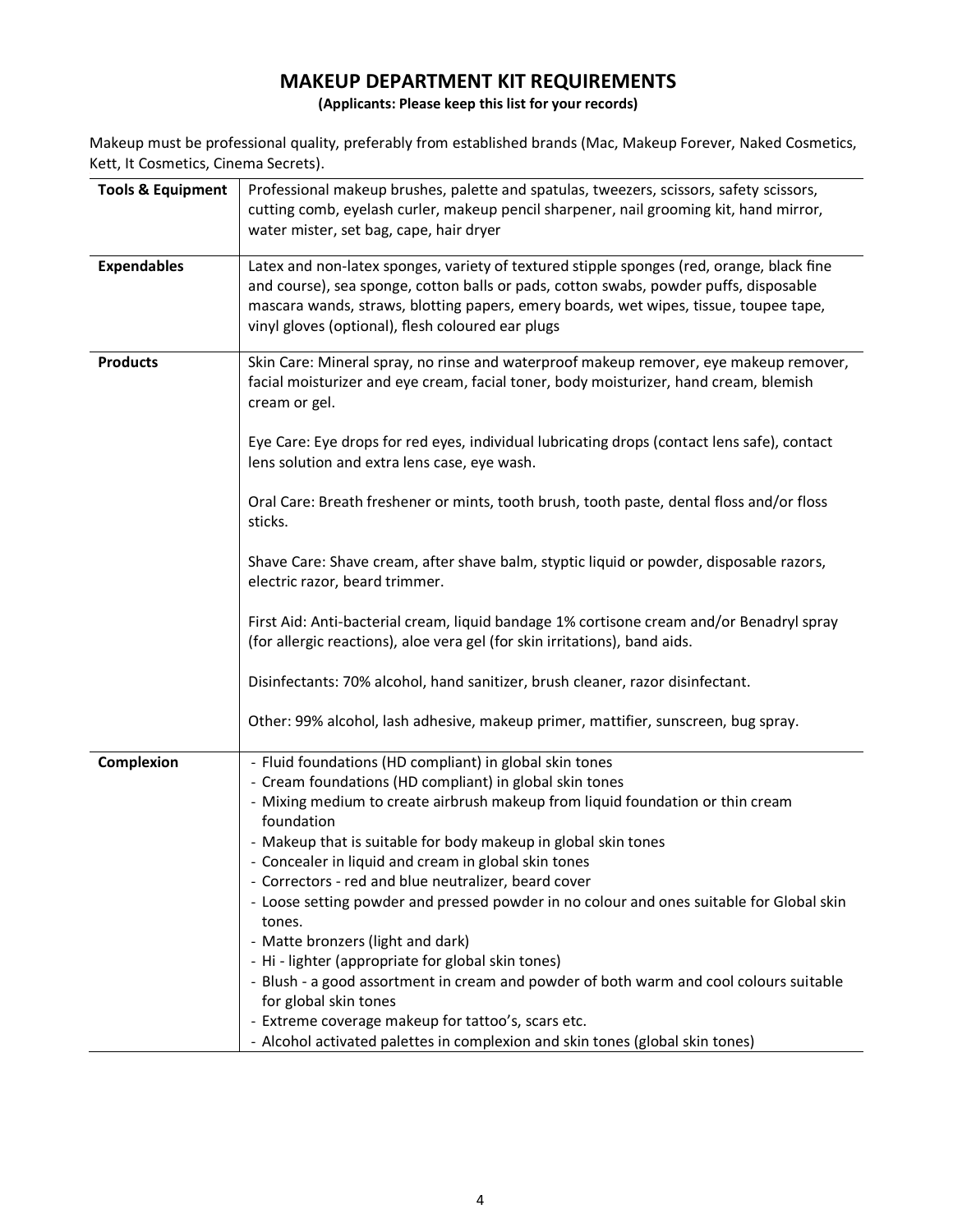# MAKEUP DEPARTMENT KIT REQUIREMENTS

**(Applicants: Please keep this list for your records)**

Makeup must be professional quality, preferably from established brands (Mac, Makeup Forever, Naked Cosmetics, Kett, It Cosmetics, Cinema Secrets).

| | |
|---|---|
| **Tools & Equipment** | Professional makeup brushes, palette and spatulas, tweezers, scissors, safety scissors, cutting comb, eyelash curler, makeup pencil sharpener, nail grooming kit, hand mirror, water mister, set bag, cape, hair dryer |
| **Expendables** | Latex and non-latex sponges, variety of textured stipple sponges (red, orange, black fine and course), sea sponge, cotton balls or pads, cotton swabs, powder puffs, disposable mascara wands, straws, blotting papers, emery boards, wet wipes, tissue, toupee tape, vinyl gloves (optional), flesh coloured ear plugs |
| **Products** | Skin Care: Mineral spray, no rinse and waterproof makeup remover, eye makeup remover, facial moisturizer and eye cream, facial toner, body moisturizer, hand cream, blemish cream or gel.<br><br>Eye Care: Eye drops for red eyes, individual lubricating drops (contact lens safe), contact lens solution and extra lens case, eye wash.<br><br>Oral Care: Breath freshener or mints, tooth brush, tooth paste, dental floss and/or floss sticks.<br><br>Shave Care: Shave cream, after shave balm, styptic liquid or powder, disposable razors, electric razor, beard trimmer.<br><br>First Aid: Anti-bacterial cream, liquid bandage 1% cortisone cream and/or Benadryl spray (for allergic reactions), aloe vera gel (for skin irritations), band aids.<br><br>Disinfectants: 70% alcohol, hand sanitizer, brush cleaner, razor disinfectant.<br><br>Other: 99% alcohol, lash adhesive, makeup primer, mattifier, sunscreen, bug spray. |
| **Complexion** | - Fluid foundations (HD compliant) in global skin tones<br>- Cream foundations (HD compliant) in global skin tones<br>- Mixing medium to create airbrush makeup from liquid foundation or thin cream foundation<br>- Makeup that is suitable for body makeup in global skin tones<br>- Concealer in liquid and cream in global skin tones<br>- Correctors - red and blue neutralizer, beard cover<br>- Loose setting powder and pressed powder in no colour and ones suitable for Global skin tones.<br>- Matte bronzers (light and dark)<br>- Hi - lighter (appropriate for global skin tones)<br>- Blush - a good assortment in cream and powder of both warm and cool colours suitable for global skin tones<br>- Extreme coverage makeup for tattoo's, scars etc.<br>- Alcohol activated palettes in complexion and skin tones (global skin tones) |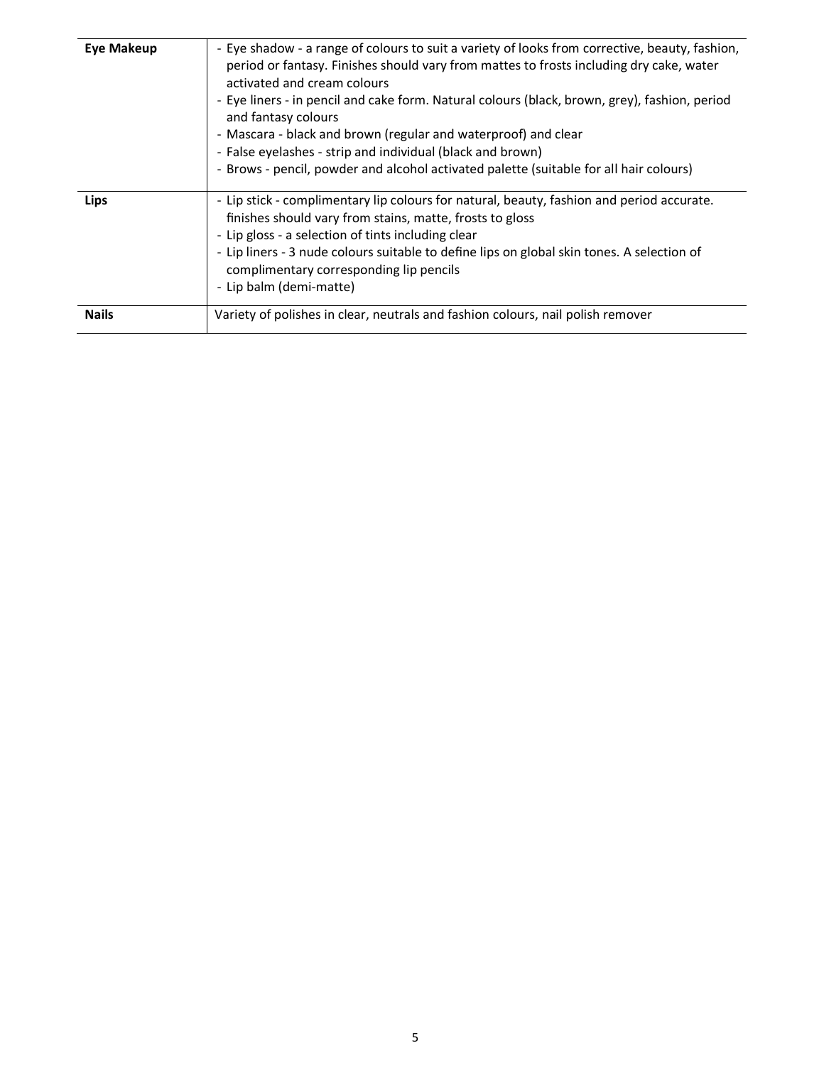| | |
|---|---|
| **Eye Makeup** | - Eye shadow - a range of colours to suit a variety of looks from corrective, beauty, fashion, period or fantasy. Finishes should vary from mattes to frosts including dry cake, water activated and cream colours<br>- Eye liners - in pencil and cake form. Natural colours (black, brown, grey), fashion, period and fantasy colours<br>- Mascara - black and brown (regular and waterproof) and clear<br>- False eyelashes - strip and individual (black and brown)<br>- Brows - pencil, powder and alcohol activated palette (suitable for all hair colours) |
| **Lips** | - Lip stick - complimentary lip colours for natural, beauty, fashion and period accurate. finishes should vary from stains, matte, frosts to gloss<br>- Lip gloss - a selection of tints including clear<br>- Lip liners - 3 nude colours suitable to define lips on global skin tones. A selection of complimentary corresponding lip pencils<br>- Lip balm (demi-matte) |
| **Nails** | Variety of polishes in clear, neutrals and fashion colours, nail polish remover |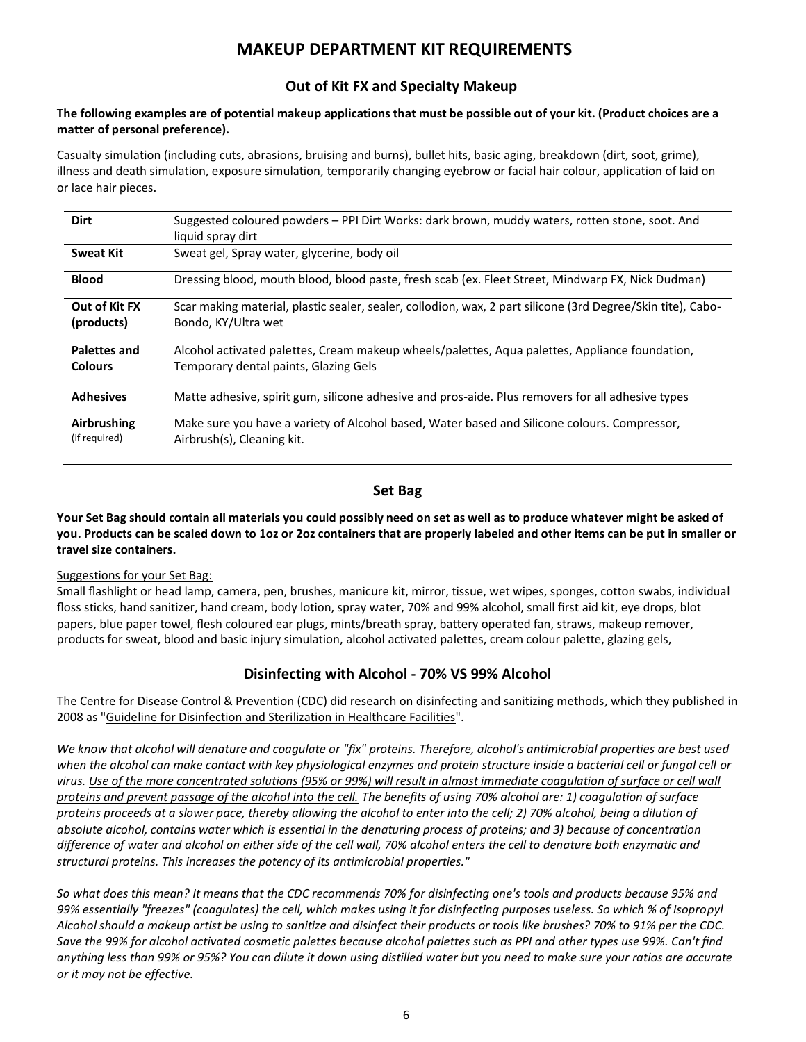# MAKEUP DEPARTMENT KIT REQUIREMENTS

## Out of Kit FX and Specialty Makeup

**The following examples are of potential makeup applications that must be possible out of your kit. (Product choices are a matter of personal preference).**

Casualty simulation (including cuts, abrasions, bruising and burns), bullet hits, basic aging, breakdown (dirt, soot, grime), illness and death simulation, exposure simulation, temporarily changing eyebrow or facial hair colour, application of laid on or lace hair pieces.

| | |
|---|---|
| **Dirt** | Suggested coloured powders – PPI Dirt Works: dark brown, muddy waters, rotten stone, soot. And liquid spray dirt |
| **Sweat Kit** | Sweat gel, Spray water, glycerine, body oil |
| **Blood** | Dressing blood, mouth blood, blood paste, fresh scab (ex. Fleet Street, Mindwarp FX, Nick Dudman) |
| **Out of Kit FX (products)** | Scar making material, plastic sealer, sealer, collodion, wax, 2 part silicone (3rd Degree/Skin tite), Cabo-Bondo, KY/Ultra wet |
| **Palettes and Colours** | Alcohol activated palettes, Cream makeup wheels/palettes, Aqua palettes, Appliance foundation, Temporary dental paints, Glazing Gels |
| **Adhesives** | Matte adhesive, spirit gum, silicone adhesive and pros-aide. Plus removers for all adhesive types |
| **Airbrushing** (if required) | Make sure you have a variety of Alcohol based, Water based and Silicone colours. Compressor, Airbrush(s), Cleaning kit. |

## Set Bag

**Your Set Bag should contain all materials you could possibly need on set as well as to produce whatever might be asked of you. Products can be scaled down to 1oz or 2oz containers that are properly labeled and other items can be put in smaller or travel size containers.**

Suggestions for your Set Bag:
Small flashlight or head lamp, camera, pen, brushes, manicure kit, mirror, tissue, wet wipes, sponges, cotton swabs, individual floss sticks, hand sanitizer, hand cream, body lotion, spray water, 70% and 99% alcohol, small first aid kit, eye drops, blot papers, blue paper towel, flesh coloured ear plugs, mints/breath spray, battery operated fan, straws, makeup remover, products for sweat, blood and basic injury simulation, alcohol activated palettes, cream colour palette, glazing gels,

## Disinfecting with Alcohol - 70% VS 99% Alcohol

The Centre for Disease Control & Prevention (CDC) did research on disinfecting and sanitizing methods, which they published in 2008 as "Guideline for Disinfection and Sterilization in Healthcare Facilities".

*We know that alcohol will denature and coagulate or "fix" proteins. Therefore, alcohol's antimicrobial properties are best used when the alcohol can make contact with key physiological enzymes and protein structure inside a bacterial cell or fungal cell or virus. Use of the more concentrated solutions (95% or 99%) will result in almost immediate coagulation of surface or cell wall proteins and prevent passage of the alcohol into the cell. The benefits of using 70% alcohol are: 1) coagulation of surface proteins proceeds at a slower pace, thereby allowing the alcohol to enter into the cell; 2) 70% alcohol, being a dilution of absolute alcohol, contains water which is essential in the denaturing process of proteins; and 3) because of concentration difference of water and alcohol on either side of the cell wall, 70% alcohol enters the cell to denature both enzymatic and structural proteins. This increases the potency of its antimicrobial properties."*

*So what does this mean? It means that the CDC recommends 70% for disinfecting one's tools and products because 95% and 99% essentially "freezes" (coagulates) the cell, which makes using it for disinfecting purposes useless. So which % of Isopropyl Alcohol should a makeup artist be using to sanitize and disinfect their products or tools like brushes? 70% to 91% per the CDC. Save the 99% for alcohol activated cosmetic palettes because alcohol palettes such as PPI and other types use 99%. Can't find anything less than 99% or 95%? You can dilute it down using distilled water but you need to make sure your ratios are accurate or it may not be effective.*